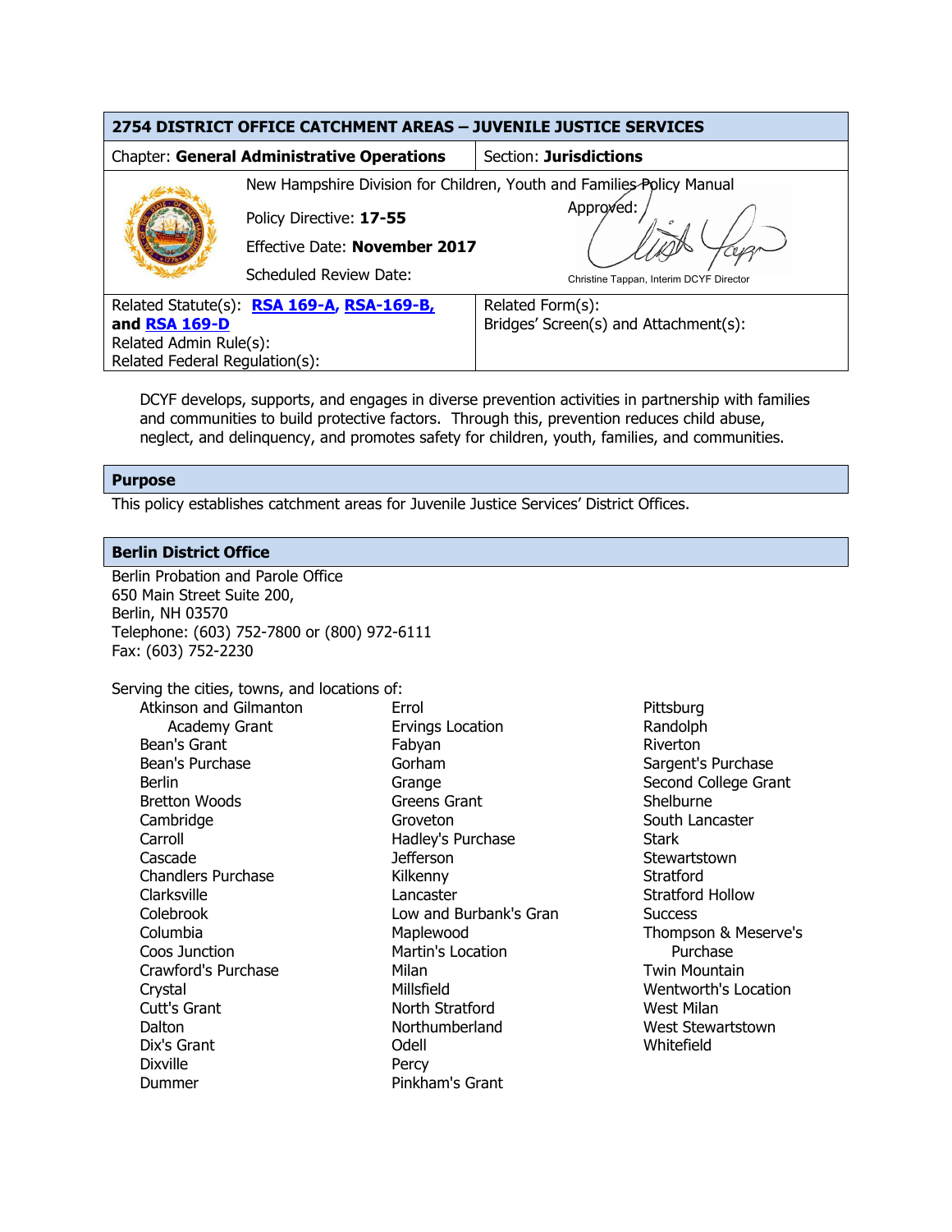# 2754 DISTRICT OFFICE CATCHMENT AREAS – JUVENILE JUSTICE SERVICES

| Chapter: **General Administrative Operations** | Section: **Jurisdictions** |
|---|---|
| New Hampshire Division for Children, Youth and Families Policy Manual<br>Policy Directive: **17-55**<br>Effective Date: **November 2017**<br>Scheduled Review Date: | Approved:<br>Christine Tappan, Interim DCYF Director |
| Related Statute(s): **RSA 169-A, RSA-169-B, and RSA 169-D**<br>Related Admin Rule(s):<br>Related Federal Regulation(s): | Related Form(s):<br>Bridges' Screen(s) and Attachment(s): |

DCYF develops, supports, and engages in diverse prevention activities in partnership with families and communities to build protective factors. Through this, prevention reduces child abuse, neglect, and delinquency, and promotes safety for children, youth, families, and communities.

## Purpose

This policy establishes catchment areas for Juvenile Justice Services' District Offices.

## Berlin District Office

Berlin Probation and Parole Office
650 Main Street Suite 200,
Berlin, NH 03570
Telephone: (603) 752-7800 or (800) 972-6111
Fax: (603) 752-2230

Serving the cities, towns, and locations of:

- Atkinson and Gilmanton Academy Grant
- Bean's Grant
- Bean's Purchase
- Berlin
- Bretton Woods
- Cambridge
- Carroll
- Cascade
- Chandlers Purchase
- Clarksville
- Colebrook
- Columbia
- Coos Junction
- Crawford's Purchase
- Crystal
- Cutt's Grant
- Dalton
- Dix's Grant
- Dixville
- Dummer
- Errol
- Ervings Location
- Fabyan
- Gorham
- Grange
- Greens Grant
- Groveton
- Hadley's Purchase
- Jefferson
- Kilkenny
- Lancaster
- Low and Burbank's Gran
- Maplewood
- Martin's Location
- Milan
- Millsfield
- North Stratford
- Northumberland
- Odell
- Percy
- Pinkham's Grant
- Pittsburg
- Randolph
- Riverton
- Sargent's Purchase
- Second College Grant
- Shelburne
- South Lancaster
- Stark
- Stewartstown
- Stratford
- Stratford Hollow
- Success
- Thompson & Meserve's Purchase
- Twin Mountain
- Wentworth's Location
- West Milan
- West Stewartstown
- Whitefield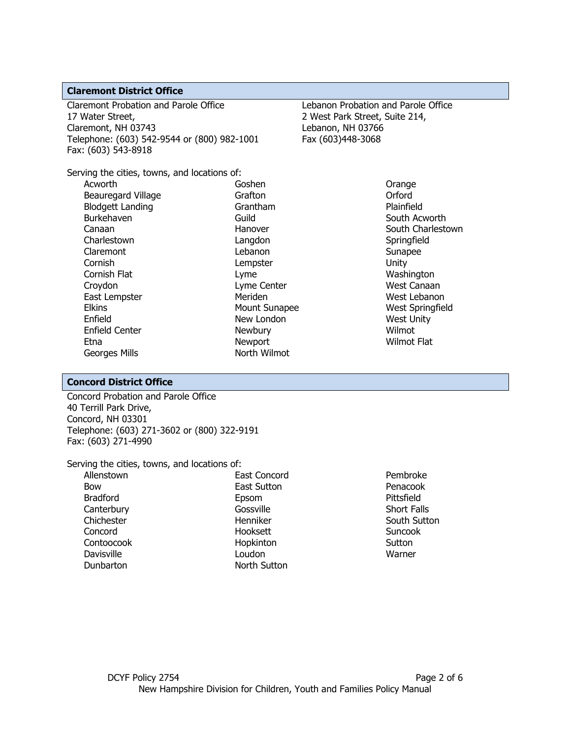## Claremont District Office

Claremont Probation and Parole Office
17 Water Street,
Claremont, NH 03743
Telephone: (603) 542-9544 or (800) 982-1001
Fax: (603) 543-8918

Lebanon Probation and Parole Office
2 West Park Street, Suite 214,
Lebanon, NH 03766
Fax (603)448-3068

Serving the cities, towns, and locations of:

- Acworth
- Beauregard Village
- Blodgett Landing
- Burkehaven
- Canaan
- Charlestown
- Claremont
- Cornish
- Cornish Flat
- Croydon
- East Lempster
- Elkins
- Enfield
- Enfield Center
- Etna
- Georges Mills
- Goshen
- Grafton
- Grantham
- Guild
- Hanover
- Langdon
- Lebanon
- Lempster
- Lyme
- Lyme Center
- Meriden
- Mount Sunapee
- New London
- Newbury
- Newport
- North Wilmot
- Orange
- Orford
- Plainfield
- South Acworth
- South Charlestown
- Springfield
- Sunapee
- Unity
- Washington
- West Canaan
- West Lebanon
- West Springfield
- West Unity
- Wilmot
- Wilmot Flat

## Concord District Office

Concord Probation and Parole Office
40 Terrill Park Drive,
Concord, NH 03301
Telephone: (603) 271-3602 or (800) 322-9191
Fax: (603) 271-4990

Serving the cities, towns, and locations of:

- Allenstown
- Bow
- Bradford
- Canterbury
- Chichester
- Concord
- Contoocook
- Davisville
- Dunbarton
- East Concord
- East Sutton
- Epsom
- Gossville
- Henniker
- Hooksett
- Hopkinton
- Loudon
- North Sutton
- Pembroke
- Penacook
- Pittsfield
- Short Falls
- South Sutton
- Suncook
- Sutton
- Warner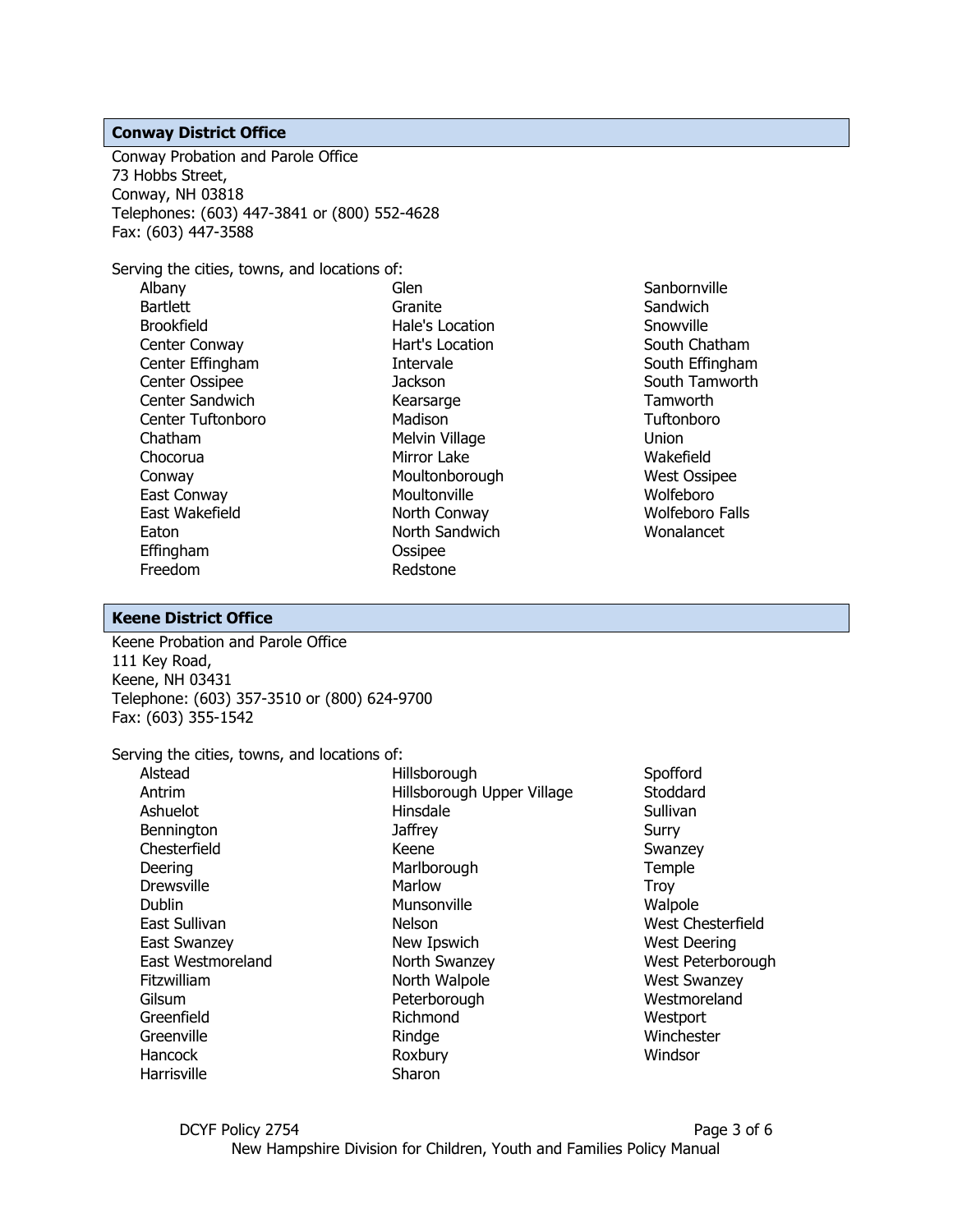## Conway District Office

Conway Probation and Parole Office
73 Hobbs Street,
Conway, NH 03818
Telephones: (603) 447-3841 or (800) 552-4628
Fax: (603) 447-3588

Serving the cities, towns, and locations of:

- Albany
- Bartlett
- Brookfield
- Center Conway
- Center Effingham
- Center Ossipee
- Center Sandwich
- Center Tuftonboro
- Chatham
- Chocorua
- Conway
- East Conway
- East Wakefield
- Eaton
- Effingham
- Freedom
- Glen
- Granite
- Hale's Location
- Hart's Location
- Intervale
- Jackson
- Kearsarge
- Madison
- Melvin Village
- Mirror Lake
- Moultonborough
- Moultonville
- North Conway
- North Sandwich
- Ossipee
- Redstone
- Sanbornville
- Sandwich
- Snowville
- South Chatham
- South Effingham
- South Tamworth
- Tamworth
- Tuftonboro
- Union
- Wakefield
- West Ossipee
- Wolfeboro
- Wolfeboro Falls
- Wonalancet

## Keene District Office

Keene Probation and Parole Office
111 Key Road,
Keene, NH 03431
Telephone: (603) 357-3510 or (800) 624-9700
Fax: (603) 355-1542

Serving the cities, towns, and locations of:

- Alstead
- Antrim
- Ashuelot
- Bennington
- Chesterfield
- Deering
- Drewsville
- Dublin
- East Sullivan
- East Swanzey
- East Westmoreland
- Fitzwilliam
- Gilsum
- Greenfield
- Greenville
- Hancock
- Harrisville
- Hillsborough
- Hillsborough Upper Village
- Hinsdale
- Jaffrey
- Keene
- Marlborough
- Marlow
- Munsonville
- Nelson
- New Ipswich
- North Swanzey
- North Walpole
- Peterborough
- Richmond
- Rindge
- Roxbury
- Sharon
- Spofford
- Stoddard
- Sullivan
- Surry
- Swanzey
- Temple
- Troy
- Walpole
- West Chesterfield
- West Deering
- West Peterborough
- West Swanzey
- Westmoreland
- Westport
- Winchester
- Windsor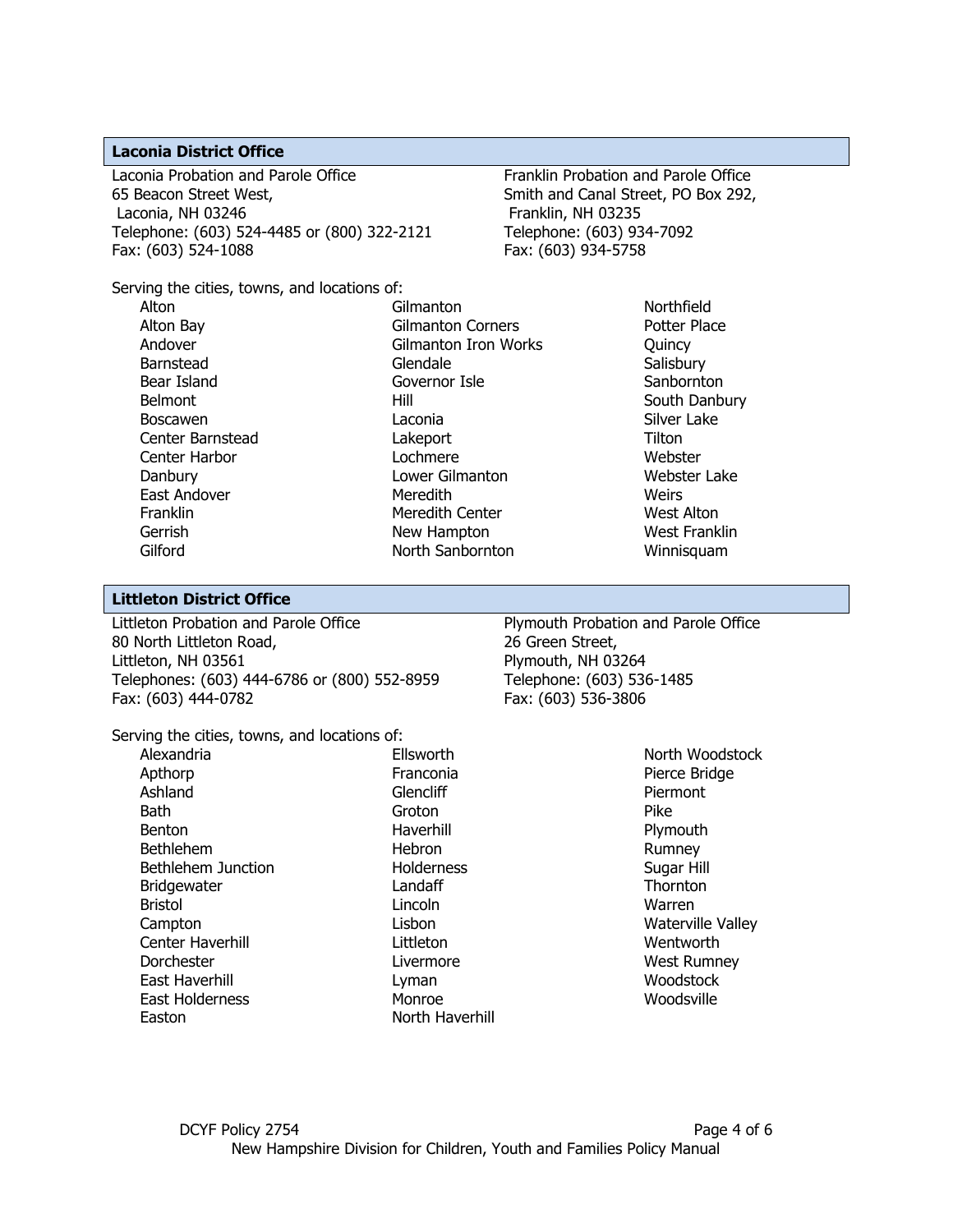## Laconia District Office

Laconia Probation and Parole Office
65 Beacon Street West,
Laconia, NH 03246
Telephone: (603) 524-4485 or (800) 322-2121
Fax: (603) 524-1088

Franklin Probation and Parole Office
Smith and Canal Street, PO Box 292,
Franklin, NH 03235
Telephone: (603) 934-7092
Fax: (603) 934-5758

Serving the cities, towns, and locations of:

- Alton
- Alton Bay
- Andover
- Barnstead
- Bear Island
- Belmont
- Boscawen
- Center Barnstead
- Center Harbor
- Danbury
- East Andover
- Franklin
- Gerrish
- Gilford
- Gilmanton
- Gilmanton Corners
- Gilmanton Iron Works
- Glendale
- Governor Isle
- Hill
- Laconia
- Lakeport
- Lochmere
- Lower Gilmanton
- Meredith
- Meredith Center
- New Hampton
- North Sanbornton
- Northfield
- Potter Place
- Quincy
- Salisbury
- Sanbornton
- South Danbury
- Silver Lake
- Tilton
- Webster
- Webster Lake
- Weirs
- West Alton
- West Franklin
- Winnisquam

## Littleton District Office

Littleton Probation and Parole Office
80 North Littleton Road,
Littleton, NH 03561
Telephones: (603) 444-6786 or (800) 552-8959
Fax: (603) 444-0782

Plymouth Probation and Parole Office
26 Green Street,
Plymouth, NH 03264
Telephone: (603) 536-1485
Fax: (603) 536-3806

Serving the cities, towns, and locations of:

- Alexandria
- Apthorp
- Ashland
- Bath
- Benton
- Bethlehem
- Bethlehem Junction
- Bridgewater
- Bristol
- Campton
- Center Haverhill
- Dorchester
- East Haverhill
- East Holderness
- Easton
- Ellsworth
- Franconia
- Glencliff
- Groton
- Haverhill
- Hebron
- Holderness
- Landaff
- Lincoln
- Lisbon
- Littleton
- Livermore
- Lyman
- Monroe
- North Haverhill
- North Woodstock
- Pierce Bridge
- Piermont
- Pike
- Plymouth
- Rumney
- Sugar Hill
- Thornton
- Warren
- Waterville Valley
- Wentworth
- West Rumney
- Woodstock
- Woodsville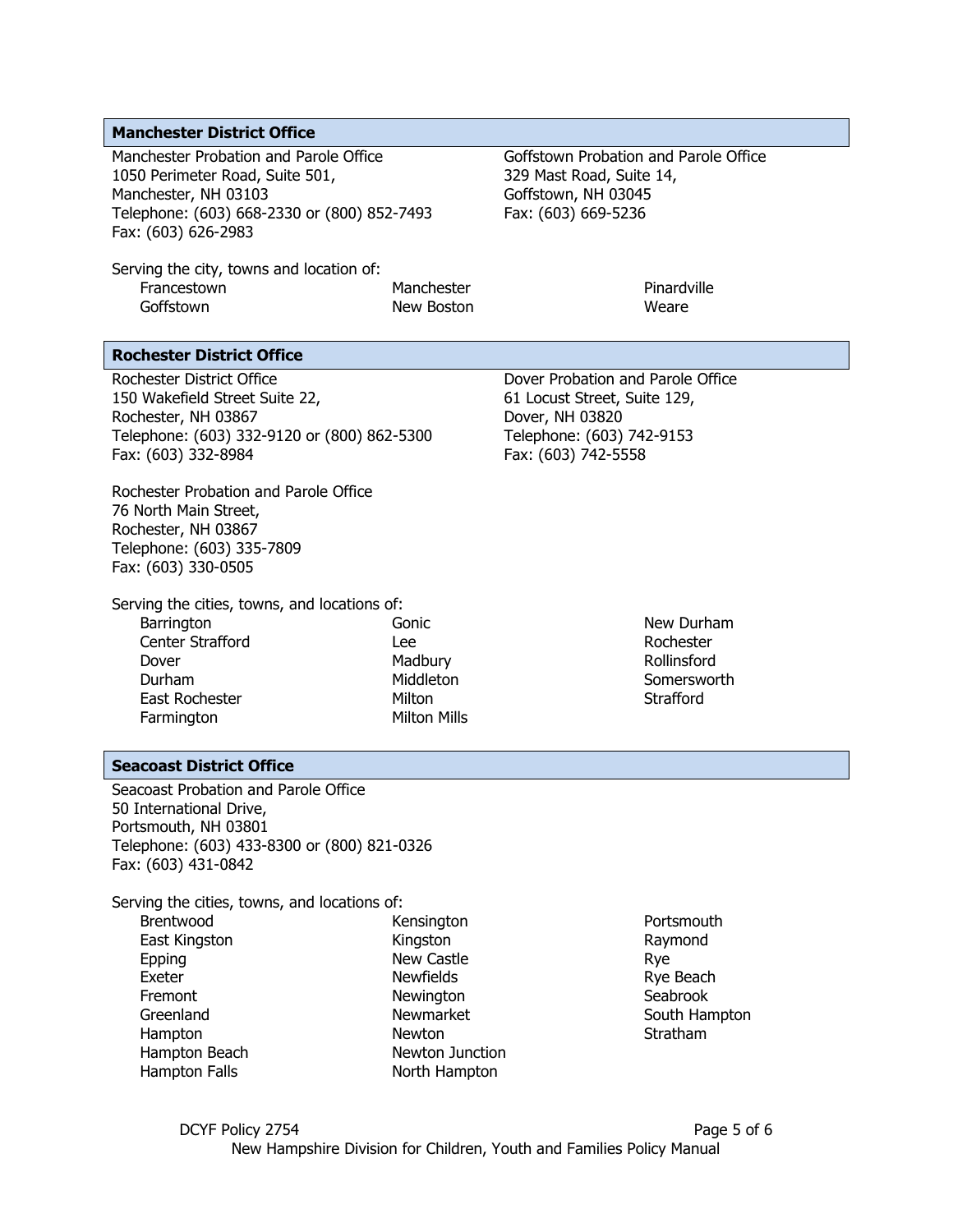## Manchester District Office

Manchester Probation and Parole Office
1050 Perimeter Road, Suite 501,
Manchester, NH 03103
Telephone: (603) 668-2330 or (800) 852-7493
Fax: (603) 626-2983

Goffstown Probation and Parole Office
329 Mast Road, Suite 14,
Goffstown, NH 03045
Fax: (603) 669-5236

Serving the city, towns and location of:

| | | |
|---|---|---|
| Francestown | Manchester | Pinardville |
| Goffstown | New Boston | Weare |

## Rochester District Office

Rochester District Office
150 Wakefield Street Suite 22,
Rochester, NH 03867
Telephone: (603) 332-9120 or (800) 862-5300
Fax: (603) 332-8984

Dover Probation and Parole Office
61 Locust Street, Suite 129,
Dover, NH 03820
Telephone: (603) 742-9153
Fax: (603) 742-5558

Rochester Probation and Parole Office
76 North Main Street,
Rochester, NH 03867
Telephone: (603) 335-7809
Fax: (603) 330-0505

Serving the cities, towns, and locations of:

| | | |
|---|---|---|
| Barrington | Gonic | New Durham |
| Center Strafford | Lee | Rochester |
| Dover | Madbury | Rollinsford |
| Durham | Middleton | Somersworth |
| East Rochester | Milton | Strafford |
| Farmington | Milton Mills | |

## Seacoast District Office

Seacoast Probation and Parole Office
50 International Drive,
Portsmouth, NH 03801
Telephone: (603) 433-8300 or (800) 821-0326
Fax: (603) 431-0842

Serving the cities, towns, and locations of:

| | | |
|---|---|---|
| Brentwood | Kensington | Portsmouth |
| East Kingston | Kingston | Raymond |
| Epping | New Castle | Rye |
| Exeter | Newfields | Rye Beach |
| Fremont | Newington | Seabrook |
| Greenland | Newmarket | South Hampton |
| Hampton | Newton | Stratham |
| Hampton Beach | Newton Junction | |
| Hampton Falls | North Hampton | |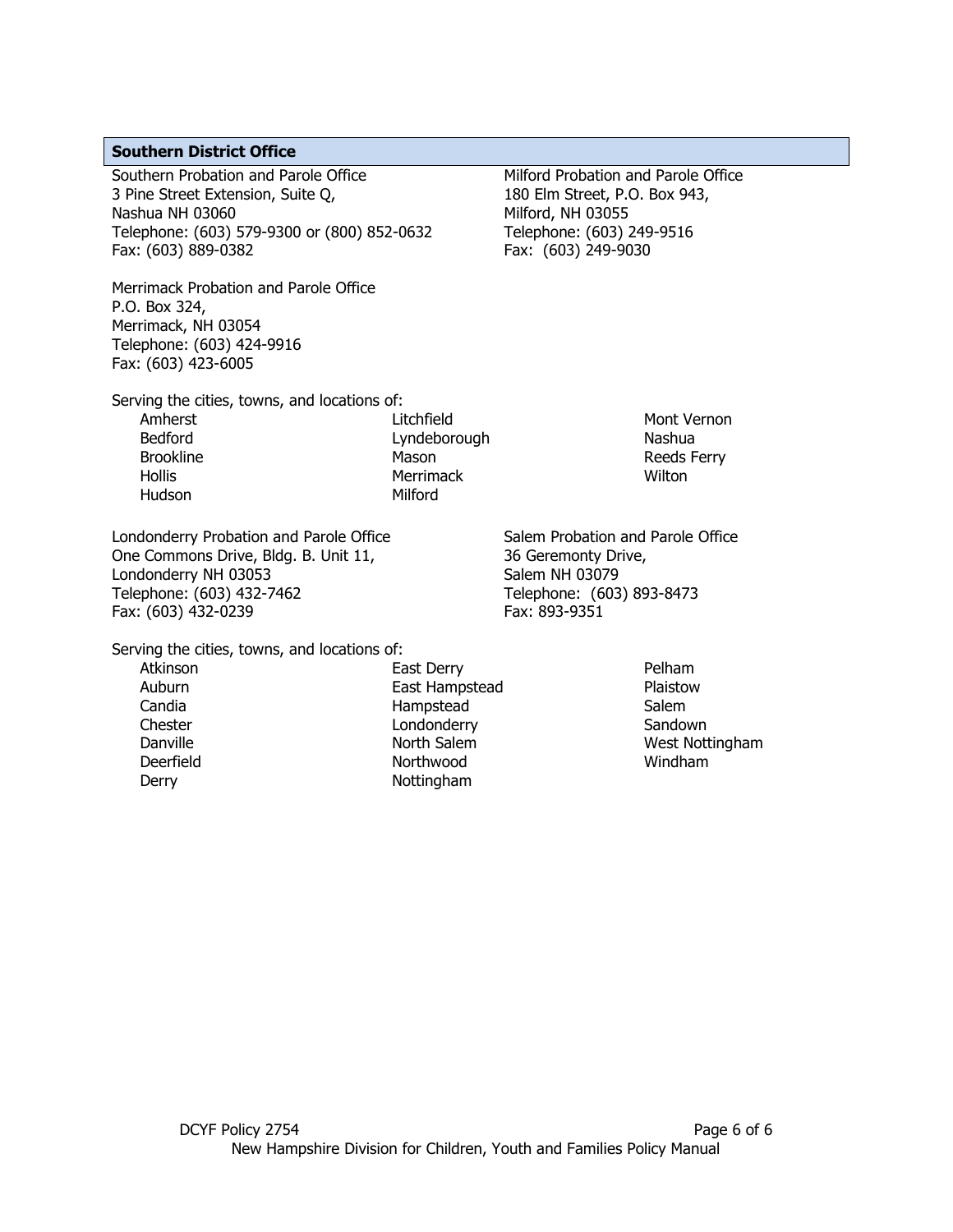## Southern District Office

Southern Probation and Parole Office
3 Pine Street Extension, Suite Q,
Nashua NH 03060
Telephone: (603) 579-9300 or (800) 852-0632
Fax: (603) 889-0382

Milford Probation and Parole Office
180 Elm Street, P.O. Box 943,
Milford, NH 03055
Telephone: (603) 249-9516
Fax: (603) 249-9030

Merrimack Probation and Parole Office
P.O. Box 324,
Merrimack, NH 03054
Telephone: (603) 424-9916
Fax: (603) 423-6005

Serving the cities, towns, and locations of:

- Amherst
- Bedford
- Brookline
- Hollis
- Hudson
- Litchfield
- Lyndeborough
- Mason
- Merrimack
- Milford
- Mont Vernon
- Nashua
- Reeds Ferry
- Wilton

Londonderry Probation and Parole Office
One Commons Drive, Bldg. B. Unit 11,
Londonderry NH 03053
Telephone: (603) 432-7462
Fax: (603) 432-0239

Salem Probation and Parole Office
36 Geremonty Drive,
Salem NH 03079
Telephone: (603) 893-8473
Fax: 893-9351

Serving the cities, towns, and locations of:

- Atkinson
- Auburn
- Candia
- Chester
- Danville
- Deerfield
- Derry
- East Derry
- East Hampstead
- Hampstead
- Londonderry
- North Salem
- Northwood
- Nottingham
- Pelham
- Plaistow
- Salem
- Sandown
- West Nottingham
- Windham